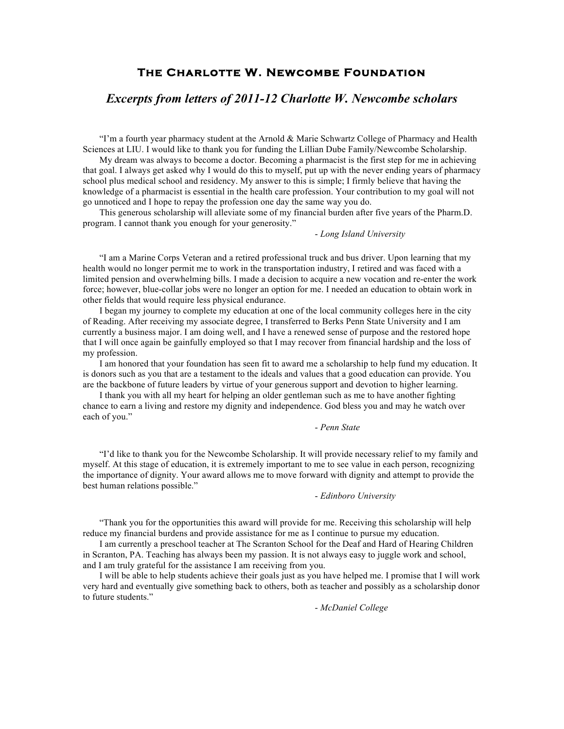# The Charlotte W. Newcombe Foundation

## *Excerpts from letters of 2011-12 Charlotte W. Newcombe scholars*

"I'm a fourth year pharmacy student at the Arnold & Marie Schwartz College of Pharmacy and Health Sciences at LIU. I would like to thank you for funding the Lillian Dube Family/Newcombe Scholarship.

My dream was always to become a doctor. Becoming a pharmacist is the first step for me in achieving that goal. I always get asked why I would do this to myself, put up with the never ending years of pharmacy school plus medical school and residency. My answer to this is simple; I firmly believe that having the knowledge of a pharmacist is essential in the health care profession. Your contribution to my goal will not go unnoticed and I hope to repay the profession one day the same way you do.

This generous scholarship will alleviate some of my financial burden after five years of the Pharm.D. program. I cannot thank you enough for your generosity."

- *Long Island University*

"I am a Marine Corps Veteran and a retired professional truck and bus driver. Upon learning that my health would no longer permit me to work in the transportation industry, I retired and was faced with a limited pension and overwhelming bills. I made a decision to acquire a new vocation and re-enter the work force; however, blue-collar jobs were no longer an option for me. I needed an education to obtain work in other fields that would require less physical endurance.

I began my journey to complete my education at one of the local community colleges here in the city of Reading. After receiving my associate degree, I transferred to Berks Penn State University and I am currently a business major. I am doing well, and I have a renewed sense of purpose and the restored hope that I will once again be gainfully employed so that I may recover from financial hardship and the loss of my profession.

I am honored that your foundation has seen fit to award me a scholarship to help fund my education. It is donors such as you that are a testament to the ideals and values that a good education can provide. You are the backbone of future leaders by virtue of your generous support and devotion to higher learning.

I thank you with all my heart for helping an older gentleman such as me to have another fighting chance to earn a living and restore my dignity and independence. God bless you and may he watch over each of you."

- *Penn State*

"I'd like to thank you for the Newcombe Scholarship. It will provide necessary relief to my family and myself. At this stage of education, it is extremely important to me to see value in each person, recognizing the importance of dignity. Your award allows me to move forward with dignity and attempt to provide the best human relations possible."

- *Edinboro University*

"Thank you for the opportunities this award will provide for me. Receiving this scholarship will help reduce my financial burdens and provide assistance for me as I continue to pursue my education.

I am currently a preschool teacher at The Scranton School for the Deaf and Hard of Hearing Children in Scranton, PA. Teaching has always been my passion. It is not always easy to juggle work and school, and I am truly grateful for the assistance I am receiving from you.

I will be able to help students achieve their goals just as you have helped me. I promise that I will work very hard and eventually give something back to others, both as teacher and possibly as a scholarship donor to future students."

- *McDaniel College*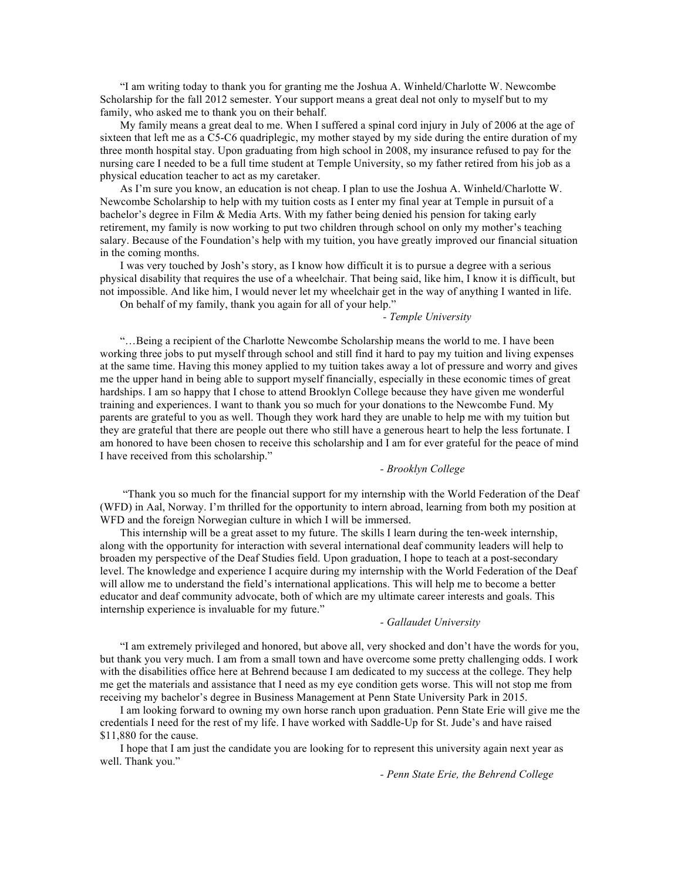"I am writing today to thank you for granting me the Joshua A. Winheld/Charlotte W. Newcombe Scholarship for the fall 2012 semester. Your support means a great deal not only to myself but to my family, who asked me to thank you on their behalf.

My family means a great deal to me. When I suffered a spinal cord injury in July of 2006 at the age of sixteen that left me as a C5-C6 quadriplegic, my mother stayed by my side during the entire duration of my three month hospital stay. Upon graduating from high school in 2008, my insurance refused to pay for the nursing care I needed to be a full time student at Temple University, so my father retired from his job as a physical education teacher to act as my caretaker.

As I'm sure you know, an education is not cheap. I plan to use the Joshua A. Winheld/Charlotte W. Newcombe Scholarship to help with my tuition costs as I enter my final year at Temple in pursuit of a bachelor's degree in Film & Media Arts. With my father being denied his pension for taking early retirement, my family is now working to put two children through school on only my mother's teaching salary. Because of the Foundation's help with my tuition, you have greatly improved our financial situation in the coming months.

I was very touched by Josh's story, as I know how difficult it is to pursue a degree with a serious physical disability that requires the use of a wheelchair. That being said, like him, I know it is difficult, but not impossible. And like him, I would never let my wheelchair get in the way of anything I wanted in life.

On behalf of my family, thank you again for all of your help."

*- Temple University*

"…Being a recipient of the Charlotte Newcombe Scholarship means the world to me. I have been working three jobs to put myself through school and still find it hard to pay my tuition and living expenses at the same time. Having this money applied to my tuition takes away a lot of pressure and worry and gives me the upper hand in being able to support myself financially, especially in these economic times of great hardships. I am so happy that I chose to attend Brooklyn College because they have given me wonderful training and experiences. I want to thank you so much for your donations to the Newcombe Fund. My parents are grateful to you as well. Though they work hard they are unable to help me with my tuition but they are grateful that there are people out there who still have a generous heart to help the less fortunate. I am honored to have been chosen to receive this scholarship and I am for ever grateful for the peace of mind I have received from this scholarship."

*- Brooklyn College*

"Thank you so much for the financial support for my internship with the World Federation of the Deaf (WFD) in Aal, Norway. I'm thrilled for the opportunity to intern abroad, learning from both my position at WFD and the foreign Norwegian culture in which I will be immersed.

This internship will be a great asset to my future. The skills I learn during the ten-week internship, along with the opportunity for interaction with several international deaf community leaders will help to broaden my perspective of the Deaf Studies field. Upon graduation, I hope to teach at a post-secondary level. The knowledge and experience I acquire during my internship with the World Federation of the Deaf will allow me to understand the field's international applications. This will help me to become a better educator and deaf community advocate, both of which are my ultimate career interests and goals. This internship experience is invaluable for my future."

*- Gallaudet University*

"I am extremely privileged and honored, but above all, very shocked and don't have the words for you, but thank you very much. I am from a small town and have overcome some pretty challenging odds. I work with the disabilities office here at Behrend because I am dedicated to my success at the college. They help me get the materials and assistance that I need as my eye condition gets worse. This will not stop me from receiving my bachelor's degree in Business Management at Penn State University Park in 2015.

I am looking forward to owning my own horse ranch upon graduation. Penn State Erie will give me the credentials I need for the rest of my life. I have worked with Saddle-Up for St. Jude's and have raised $11,880 for the cause.

I hope that I am just the candidate you are looking for to represent this university again next year as well. Thank you."

*- Penn State Erie, the Behrend College*